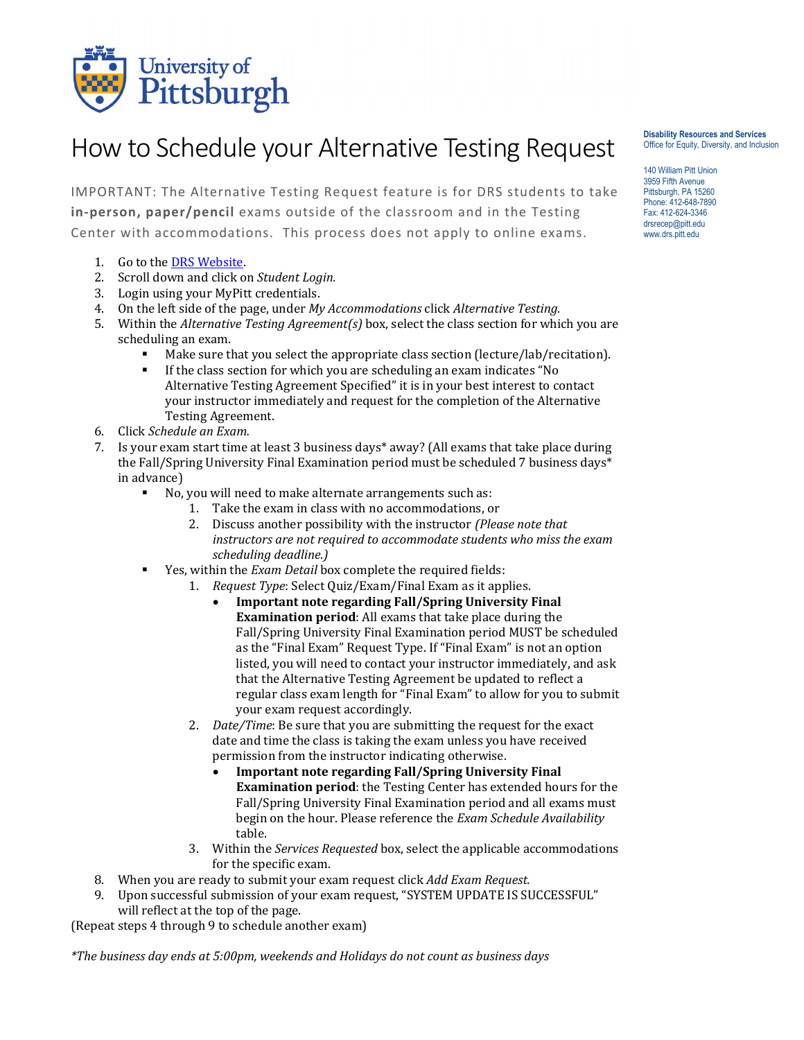University of Pittsburgh

# How to Schedule your Alternative Testing Request

**Disability Resources and Services**
Office for Equity, Diversity, and Inclusion

140 William Pitt Union
3959 Fifth Avenue
Pittsburgh, PA 15260
Phone: 412-648-7890
Fax: 412-624-3346
drsrecep@pitt.edu
www.drs.pitt.edu

IMPORTANT: The Alternative Testing Request feature is for DRS students to take **in-person, paper/pencil** exams outside of the classroom and in the Testing Center with accommodations. This process does not apply to online exams.

1. Go to the [DRS Website](www.drs.pitt.edu).
2. Scroll down and click on *Student Login.*
3. Login using your MyPitt credentials.
4. On the left side of the page, under *My Accommodations* click *Alternative Testing.*
5. Within the *Alternative Testing Agreement(s)* box, select the class section for which you are scheduling an exam.
   - Make sure that you select the appropriate class section (lecture/lab/recitation).
   - If the class section for which you are scheduling an exam indicates "No Alternative Testing Agreement Specified" it is in your best interest to contact your instructor immediately and request for the completion of the Alternative Testing Agreement.
6. Click *Schedule an Exam.*
7. Is your exam start time at least 3 business days* away? (All exams that take place during the Fall/Spring University Final Examination period must be scheduled 7 business days* in advance)
   - No, you will need to make alternate arrangements such as:
     1. Take the exam in class with no accommodations, or
     2. Discuss another possibility with the instructor *(Please note that instructors are not required to accommodate students who miss the exam scheduling deadline.)*
   - Yes, within the *Exam Detail* box complete the required fields:
     1. *Request Type*: Select Quiz/Exam/Final Exam as it applies.
        - **Important note regarding Fall/Spring University Final Examination period**: All exams that take place during the Fall/Spring University Final Examination period MUST be scheduled as the "Final Exam" Request Type. If "Final Exam" is not an option listed, you will need to contact your instructor immediately, and ask that the Alternative Testing Agreement be updated to reflect a regular class exam length for "Final Exam" to allow for you to submit your exam request accordingly.
     2. *Date/Time*: Be sure that you are submitting the request for the exact date and time the class is taking the exam unless you have received permission from the instructor indicating otherwise.
        - **Important note regarding Fall/Spring University Final Examination period**: the Testing Center has extended hours for the Fall/Spring University Final Examination period and all exams must begin on the hour. Please reference the *Exam Schedule Availability* table.
     3. Within the *Services Requested* box, select the applicable accommodations for the specific exam.
8. When you are ready to submit your exam request click *Add Exam Request.*
9. Upon successful submission of your exam request, "SYSTEM UPDATE IS SUCCESSFUL" will reflect at the top of the page.

(Repeat steps 4 through 9 to schedule another exam)

*\*The business day ends at 5:00pm, weekends and Holidays do not count as business days*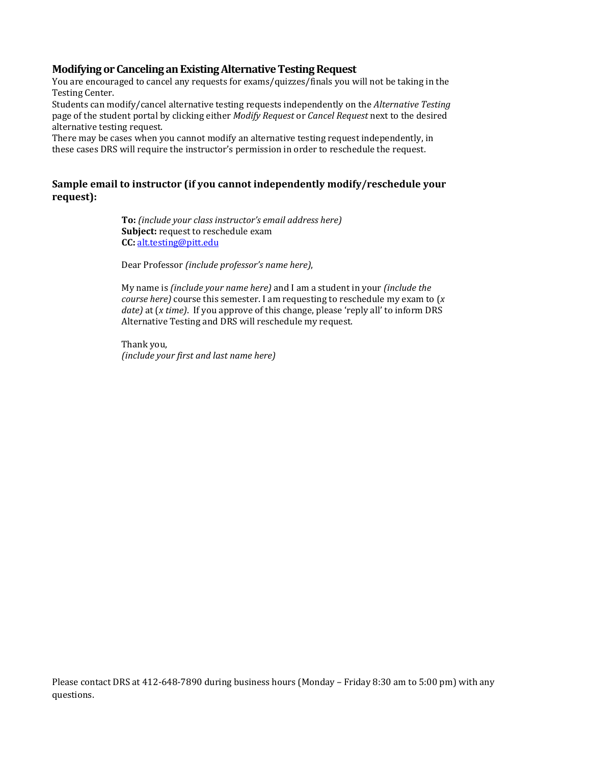## Modifying or Canceling an Existing Alternative Testing Request

You are encouraged to cancel any requests for exams/quizzes/finals you will not be taking in the Testing Center.

Students can modify/cancel alternative testing requests independently on the *Alternative Testing* page of the student portal by clicking either *Modify Request* or *Cancel Request* next to the desired alternative testing request.

There may be cases when you cannot modify an alternative testing request independently, in these cases DRS will require the instructor's permission in order to reschedule the request.

### Sample email to instructor (if you cannot independently modify/reschedule your request):

> **To:** *(include your class instructor's email address here)*
> **Subject:** request to reschedule exam
> **CC:** alt.testing@pitt.edu
>
> Dear Professor *(include professor's name here)*,
>
> My name is *(include your name here)* and I am a student in your *(include the course here)* course this semester. I am requesting to reschedule my exam to (*x date)* at (*x time)*. If you approve of this change, please 'reply all' to inform DRS Alternative Testing and DRS will reschedule my request.
>
> Thank you,
> *(include your first and last name here)*

Please contact DRS at 412-648-7890 during business hours (Monday – Friday 8:30 am to 5:00 pm) with any questions.